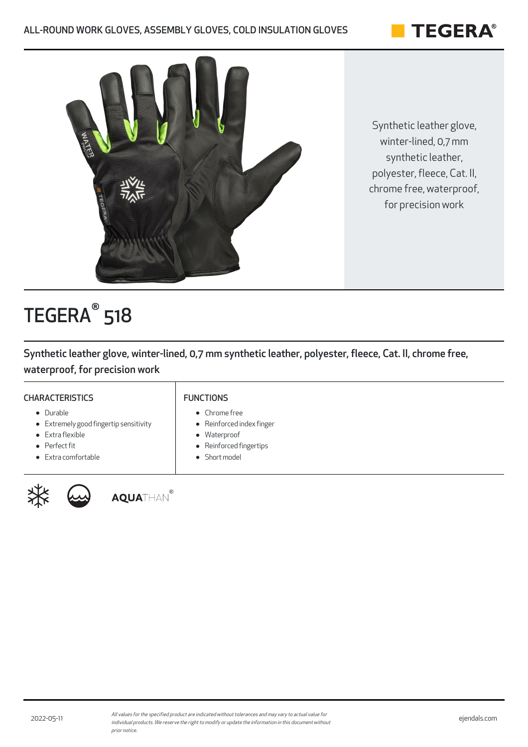ALL-ROUND WORK GLOVES, ASSEMBLY GLOVES, COLD INSULATION GLOVES

Synthetic leather glove, winter-lined, 0,7 mm synthetic leather, polyester, fleece, Cat. II, chrome free, waterproof, for precision work

# TEGERA® 518

Synthetic leather glove, winter-lined, 0,7 mm synthetic leather, polyester, fleece, Cat. II, chrome free, waterproof, for precision work

## CHARACTERISTICS

- Durable
- Extremely good fingertip sensitivity
- Extra flexible
- Perfect fit
- Extra comfortable

## FUNCTIONS

- Chrome free
- Reinforced index finger
- Waterproof
- Reinforced fingertips
- Short model

AQUATHAN®

2022-05-11

*All values for the specified product are indicated without tolerances and may vary to actual value for individual products. We reserve the right to modify or update the information in this document without prior notice.*

ejendals.com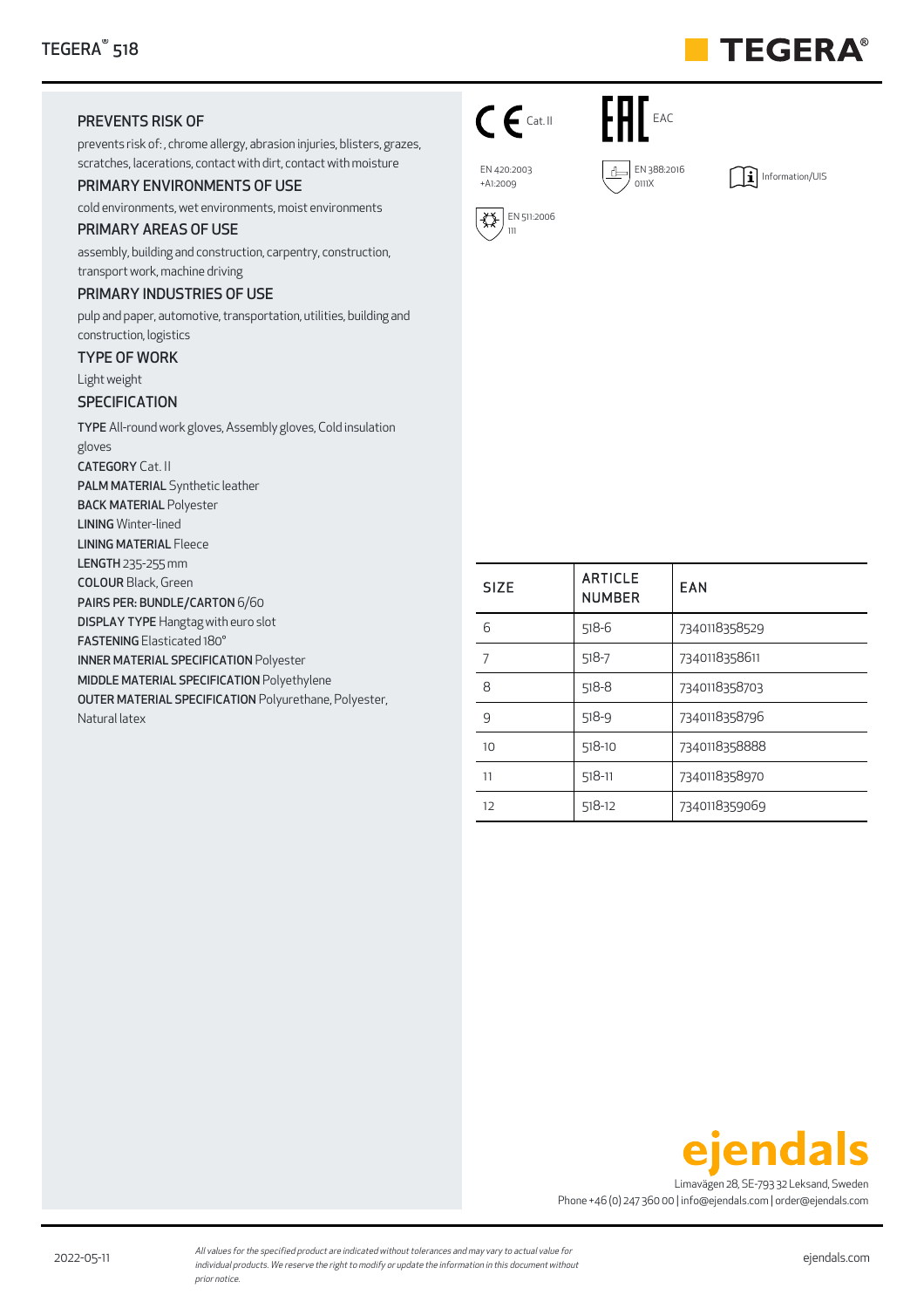# TEGERA® 518

## PREVENTS RISK OF

prevents risk of: , chrome allergy, abrasion injuries, blisters, grazes, scratches, lacerations, contact with dirt, contact with moisture

## PRIMARY ENVIRONMENTS OF USE

cold environments, wet environments, moist environments

## PRIMARY AREAS OF USE

assembly, building and construction, carpentry, construction, transport work, machine driving

## PRIMARY INDUSTRIES OF USE

pulp and paper, automotive, transportation, utilities, building and construction, logistics

## TYPE OF WORK

Light weight

## SPECIFICATION

**TYPE** All-round work gloves, Assembly gloves, Cold insulation gloves
**CATEGORY** Cat. II
**PALM MATERIAL** Synthetic leather
**BACK MATERIAL** Polyester
**LINING** Winter-lined
**LINING MATERIAL** Fleece
**LENGTH** 235-255 mm
**COLOUR** Black, Green
**PAIRS PER: BUNDLE/CARTON** 6/60
**DISPLAY TYPE** Hangtag with euro slot
**FASTENING** Elasticated 180°
**INNER MATERIAL SPECIFICATION** Polyester
**MIDDLE MATERIAL SPECIFICATION** Polyethylene
**OUTER MATERIAL SPECIFICATION** Polyurethane, Polyester, Natural latex

CE Cat. II

EAC

EN 420:2003 +A1:2009

EN 388:2016 0111X

Information/UIS

EN 511:2006 111

| SIZE | ARTICLE NUMBER | EAN |
|---|---|---|
| 6 | 518-6 | 7340118358529 |
| 7 | 518-7 | 7340118358611 |
| 8 | 518-8 | 7340118358703 |
| 9 | 518-9 | 7340118358796 |
| 10 | 518-10 | 7340118358888 |
| 11 | 518-11 | 7340118358970 |
| 12 | 518-12 | 7340118359069 |

ejendals

Limavägen 28, SE-793 32 Leksand, Sweden
Phone +46 (0) 247 360 00 | info@ejendals.com | order@ejendals.com

2022-05-11

*All values for the specified product are indicated without tolerances and may vary to actual value for individual products. We reserve the right to modify or update the information in this document without prior notice.*

ejendals.com